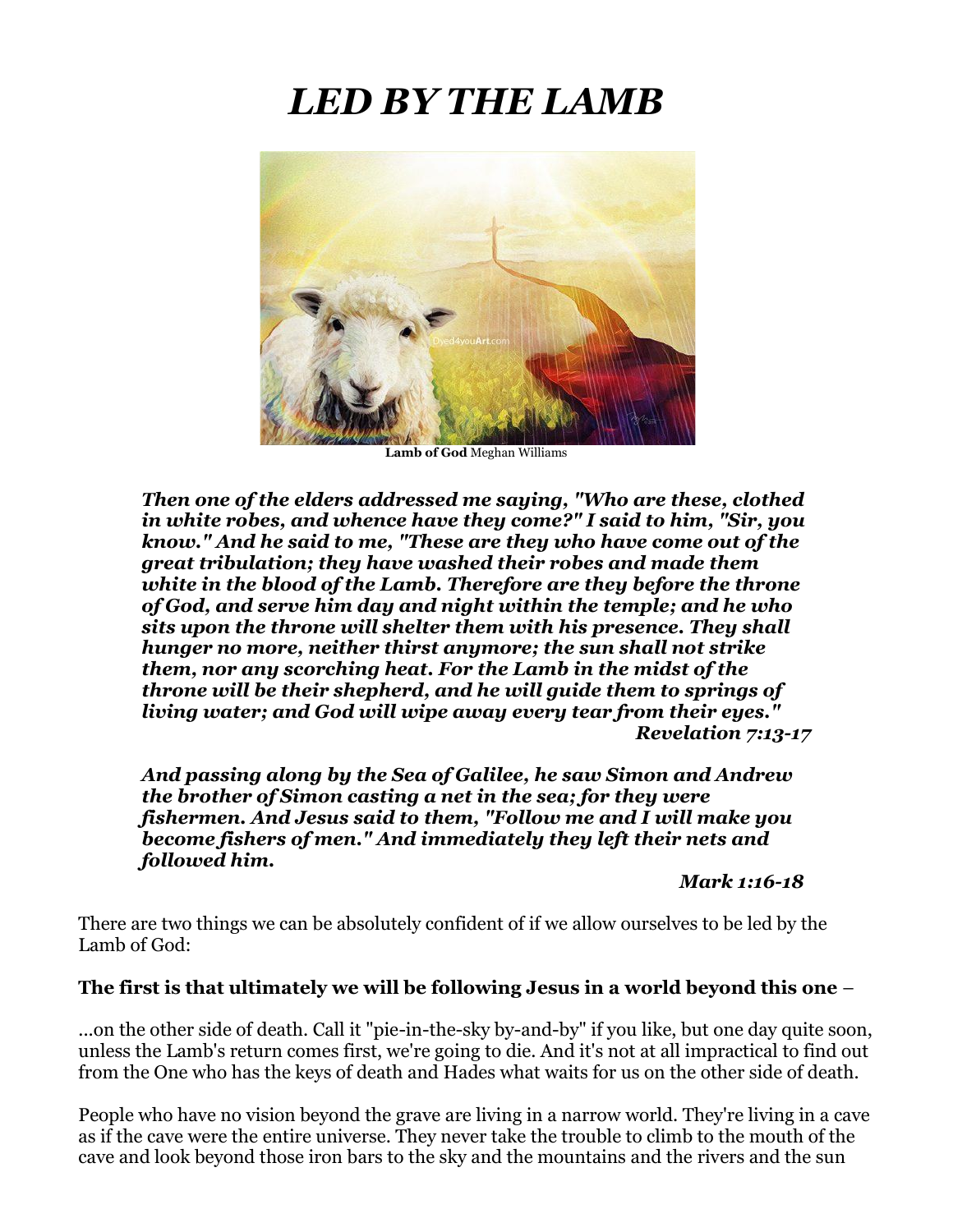# *LED BY THE LAMB*

**Lamb of God** Meghan Williams

> ***Then one of the elders addressed me saying, "Who are these, clothed in white robes, and whence have they come?" I said to him, "Sir, you know." And he said to me, "These are they who have come out of the great tribulation; they have washed their robes and made them white in the blood of the Lamb. Therefore are they before the throne of God, and serve him day and night within the temple; and he who sits upon the throne will shelter them with his presence. They shall hunger no more, neither thirst anymore; the sun shall not strike them, nor any scorching heat. For the Lamb in the midst of the throne will be their shepherd, and he will guide them to springs of living water; and God will wipe away every tear from their eyes."***
>
> ***Revelation 7:13-17***

> ***And passing along by the Sea of Galilee, he saw Simon and Andrew the brother of Simon casting a net in the sea; for they were fishermen. And Jesus said to them, "Follow me and I will make you become fishers of men." And immediately they left their nets and followed him.***
>
> ***Mark 1:16-18***

There are two things we can be absolutely confident of if we allow ourselves to be led by the Lamb of God:

**The first is that ultimately we will be following Jesus in a world beyond this one** –

...on the other side of death. Call it "pie-in-the-sky by-and-by" if you like, but one day quite soon, unless the Lamb's return comes first, we're going to die. And it's not at all impractical to find out from the One who has the keys of death and Hades what waits for us on the other side of death.

People who have no vision beyond the grave are living in a narrow world. They're living in a cave as if the cave were the entire universe. They never take the trouble to climb to the mouth of the cave and look beyond those iron bars to the sky and the mountains and the rivers and the sun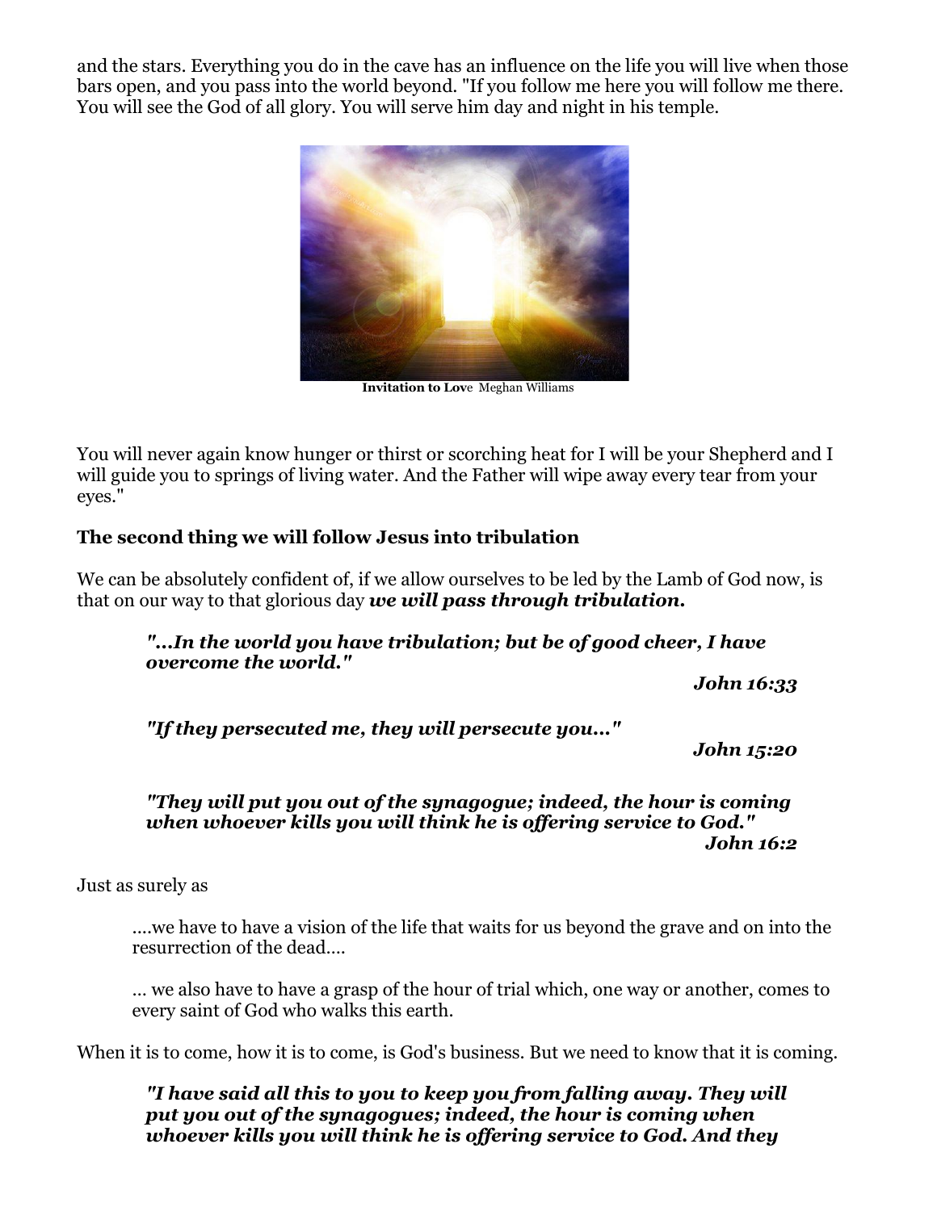and the stars. Everything you do in the cave has an influence on the life you will live when those bars open, and you pass into the world beyond. "If you follow me here you will follow me there. You will see the God of all glory. You will serve him day and night in his temple.

**Invitation to Lov**e Meghan Williams

You will never again know hunger or thirst or scorching heat for I will be your Shepherd and I will guide you to springs of living water. And the Father will wipe away every tear from your eyes."

**The second thing we will follow Jesus into tribulation**

We can be absolutely confident of, if we allow ourselves to be led by the Lamb of God now, is that on our way to that glorious day ***we will pass through tribulation.***

> ***"...In the world you have tribulation; but be of good cheer, I have overcome the world."***
>
> ***John 16:33***

> ***"If they persecuted me, they will persecute you..."***
>
> ***John 15:20***

> ***"They will put you out of the synagogue; indeed, the hour is coming when whoever kills you will think he is offering service to God."***
>
> ***John 16:2***

Just as surely as

> ....we have to have a vision of the life that waits for us beyond the grave and on into the resurrection of the dead....
>
> ... we also have to have a grasp of the hour of trial which, one way or another, comes to every saint of God who walks this earth.

When it is to come, how it is to come, is God's business. But we need to know that it is coming.

> ***"I have said all this to you to keep you from falling away. They will put you out of the synagogues; indeed, the hour is coming when whoever kills you will think he is offering service to God. And they***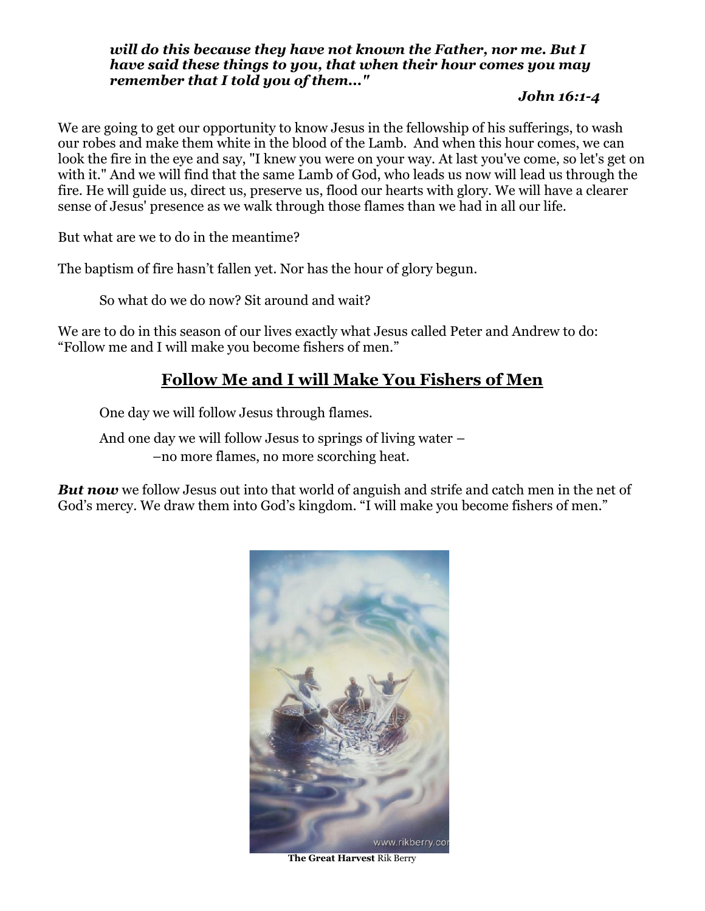***will do this because they have not known the Father, nor me. But I have said these things to you, that when their hour comes you may remember that I told you of them..."***

***John 16:1-4***

We are going to get our opportunity to know Jesus in the fellowship of his sufferings, to wash our robes and make them white in the blood of the Lamb. And when this hour comes, we can look the fire in the eye and say, "I knew you were on your way. At last you've come, so let's get on with it." And we will find that the same Lamb of God, who leads us now will lead us through the fire. He will guide us, direct us, preserve us, flood our hearts with glory. We will have a clearer sense of Jesus' presence as we walk through those flames than we had in all our life.

But what are we to do in the meantime?

The baptism of fire hasn't fallen yet. Nor has the hour of glory begun.

So what do we do now? Sit around and wait?

We are to do in this season of our lives exactly what Jesus called Peter and Andrew to do: "Follow me and I will make you become fishers of men."

## Follow Me and I will Make You Fishers of Men

One day we will follow Jesus through flames.

And one day we will follow Jesus to springs of living water –
–no more flames, no more scorching heat.

***But now*** we follow Jesus out into that world of anguish and strife and catch men in the net of God's mercy. We draw them into God's kingdom. "I will make you become fishers of men."

**The Great Harvest** Rik Berry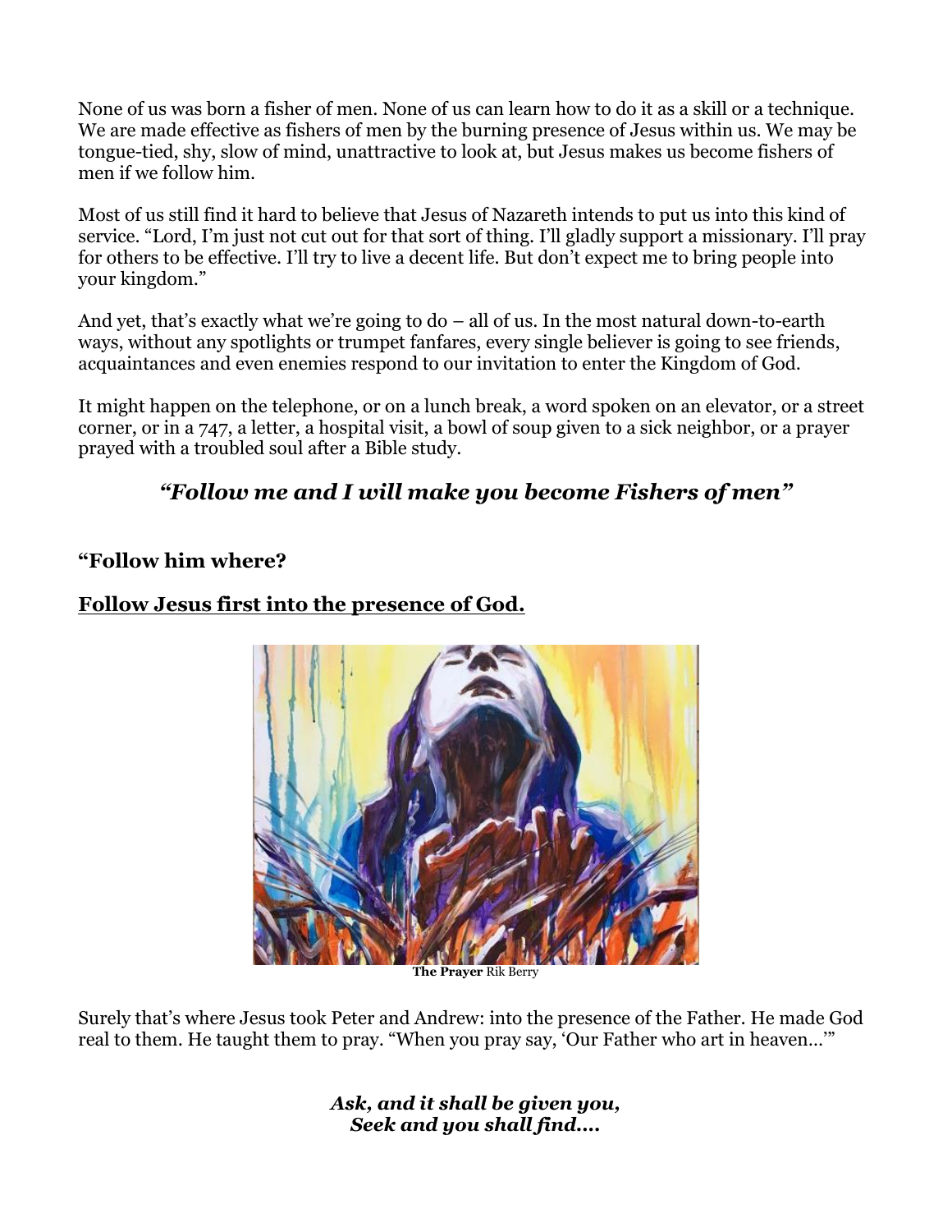None of us was born a fisher of men. None of us can learn how to do it as a skill or a technique. We are made effective as fishers of men by the burning presence of Jesus within us. We may be tongue-tied, shy, slow of mind, unattractive to look at, but Jesus makes us become fishers of men if we follow him.

Most of us still find it hard to believe that Jesus of Nazareth intends to put us into this kind of service. "Lord, I'm just not cut out for that sort of thing. I'll gladly support a missionary. I'll pray for others to be effective. I'll try to live a decent life. But don't expect me to bring people into your kingdom."

And yet, that's exactly what we're going to do – all of us. In the most natural down-to-earth ways, without any spotlights or trumpet fanfares, every single believer is going to see friends, acquaintances and even enemies respond to our invitation to enter the Kingdom of God.

It might happen on the telephone, or on a lunch break, a word spoken on an elevator, or a street corner, or in a 747, a letter, a hospital visit, a bowl of soup given to a sick neighbor, or a prayer prayed with a troubled soul after a Bible study.

### *"Follow me and I will make you become Fishers of men"*

### "Follow him where?

### <u>Follow Jesus first into the presence of God.</u>

**The Prayer** Rik Berry

Surely that's where Jesus took Peter and Andrew: into the presence of the Father. He made God real to them. He taught them to pray. "When you pray say, 'Our Father who art in heaven…'"

***Ask, and it shall be given you,***
***Seek and you shall find….***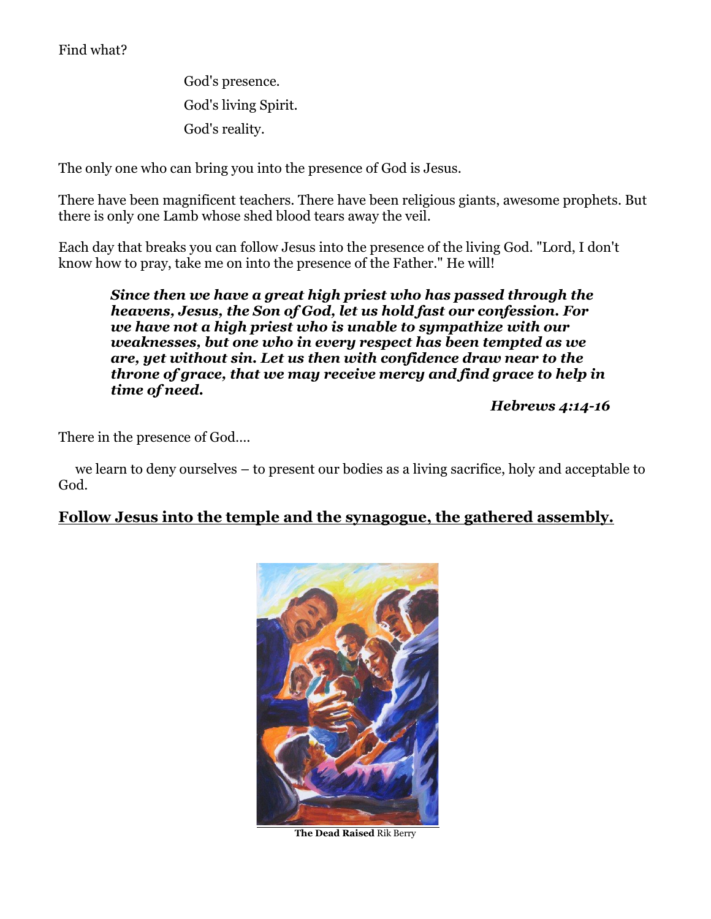Find what?

> God's presence.
>
> God's living Spirit.
>
> God's reality.

The only one who can bring you into the presence of God is Jesus.

There have been magnificent teachers. There have been religious giants, awesome prophets. But there is only one Lamb whose shed blood tears away the veil.

Each day that breaks you can follow Jesus into the presence of the living God. "Lord, I don't know how to pray, take me on into the presence of the Father." He will!

> ***Since then we have a great high priest who has passed through the heavens, Jesus, the Son of God, let us hold fast our confession. For we have not a high priest who is unable to sympathize with our weaknesses, but one who in every respect has been tempted as we are, yet without sin. Let us then with confidence draw near to the throne of grace, that we may receive mercy and find grace to help in time of need.***
>
> ***Hebrews 4:14-16***

There in the presence of God....

we learn to deny ourselves – to present our bodies as a living sacrifice, holy and acceptable to God.

## **<u>Follow Jesus into the temple and the synagogue, the gathered assembly.</u>**

**The Dead Raised** Rik Berry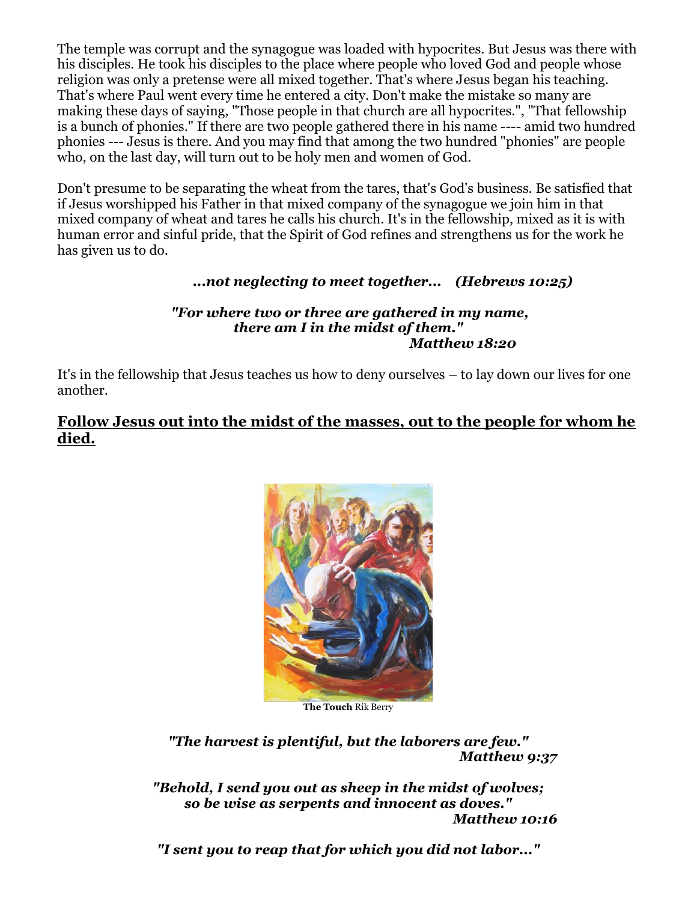The temple was corrupt and the synagogue was loaded with hypocrites. But Jesus was there with his disciples. He took his disciples to the place where people who loved God and people whose religion was only a pretense were all mixed together. That's where Jesus began his teaching. That's where Paul went every time he entered a city. Don't make the mistake so many are making these days of saying, "Those people in that church are all hypocrites.", "That fellowship is a bunch of phonies." If there are two people gathered there in his name ---- amid two hundred phonies --- Jesus is there. And you may find that among the two hundred "phonies" are people who, on the last day, will turn out to be holy men and women of God.

Don't presume to be separating the wheat from the tares, that's God's business. Be satisfied that if Jesus worshipped his Father in that mixed company of the synagogue we join him in that mixed company of wheat and tares he calls his church. It's in the fellowship, mixed as it is with human error and sinful pride, that the Spirit of God refines and strengthens us for the work he has given us to do.

***...not neglecting to meet together... (Hebrews 10:25)***

***"For where two or three are gathered in my name, there am I in the midst of them."***
***Matthew 18:20***

It's in the fellowship that Jesus teaches us how to deny ourselves – to lay down our lives for one another.

## Follow Jesus out into the midst of the masses, out to the people for whom he died.

**The Touch** Rik Berry

***"The harvest is plentiful, but the laborers are few."***
***Matthew 9:37***

***"Behold, I send you out as sheep in the midst of wolves; so be wise as serpents and innocent as doves."***
***Matthew 10:16***

***"I sent you to reap that for which you did not labor..."***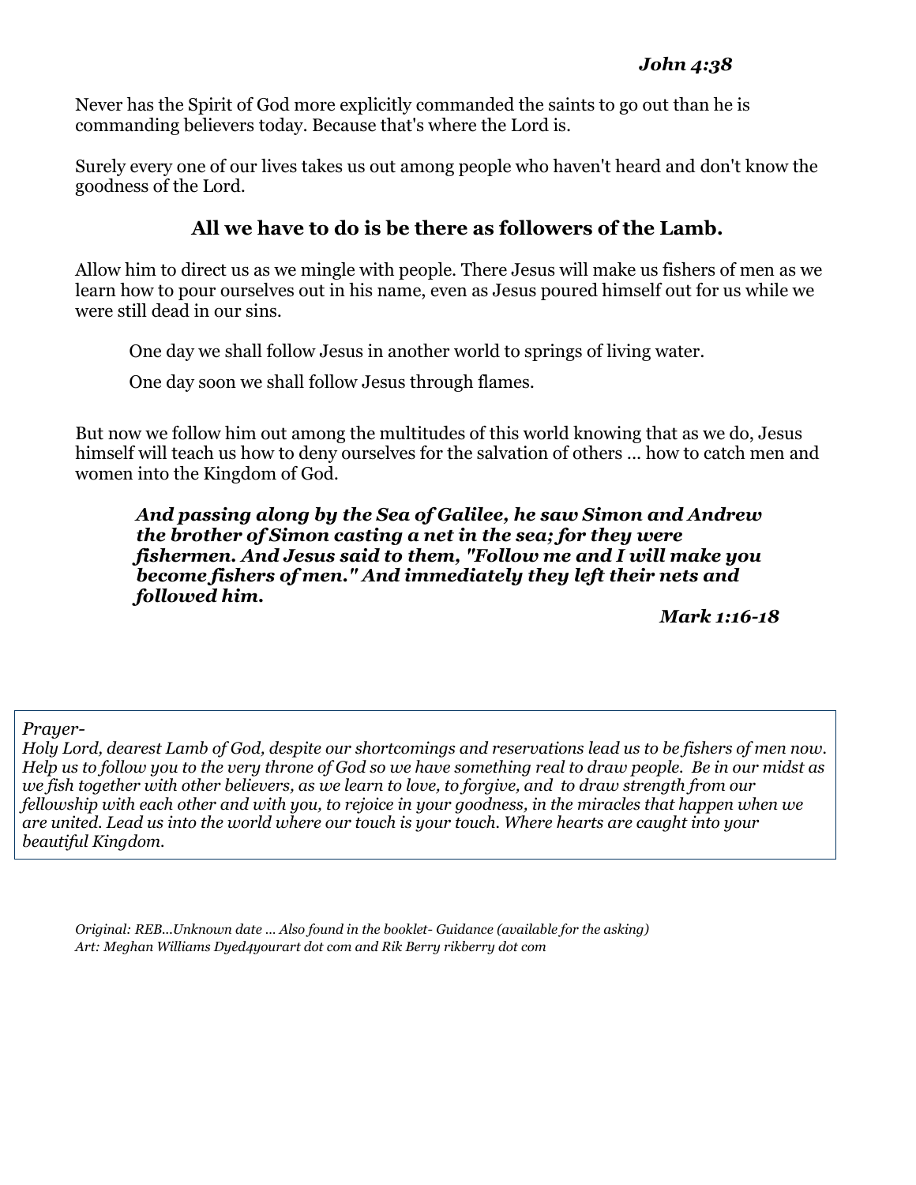***John 4:38***

Never has the Spirit of God more explicitly commanded the saints to go out than he is commanding believers today. Because that's where the Lord is.

Surely every one of our lives takes us out among people who haven't heard and don't know the goodness of the Lord.

**All we have to do is be there as followers of the Lamb.**

Allow him to direct us as we mingle with people. There Jesus will make us fishers of men as we learn how to pour ourselves out in his name, even as Jesus poured himself out for us while we were still dead in our sins.

> One day we shall follow Jesus in another world to springs of living water.
>
> One day soon we shall follow Jesus through flames.

But now we follow him out among the multitudes of this world knowing that as we do, Jesus himself will teach us how to deny ourselves for the salvation of others ... how to catch men and women into the Kingdom of God.

> ***And passing along by the Sea of Galilee, he saw Simon and Andrew the brother of Simon casting a net in the sea; for they were fishermen. And Jesus said to them, "Follow me and I will make you become fishers of men." And immediately they left their nets and followed him.***
>
> ***Mark 1:16-18***

*Prayer-*
*Holy Lord, dearest Lamb of God, despite our shortcomings and reservations lead us to be fishers of men now. Help us to follow you to the very throne of God so we have something real to draw people. Be in our midst as we fish together with other believers, as we learn to love, to forgive, and to draw strength from our fellowship with each other and with you, to rejoice in your goodness, in the miracles that happen when we are united. Lead us into the world where our touch is your touch. Where hearts are caught into your beautiful Kingdom.*

*Original: REB...Unknown date ... Also found in the booklet- Guidance (available for the asking)*
*Art: Meghan Williams Dyed4yourart dot com and Rik Berry rikberry dot com*